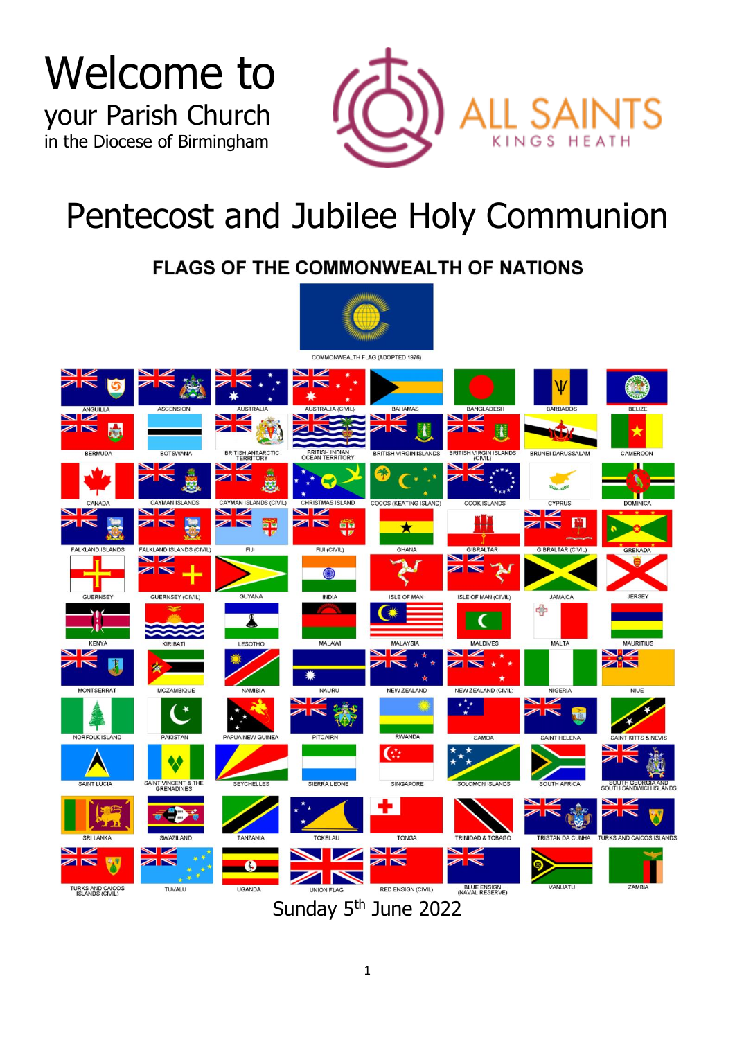# Welcome to

your Parish Church
in the Diocese of Birmingham

ALL SAINTS
KINGS HEATH

# Pentecost and Jubilee Holy Communion

## FLAGS OF THE COMMONWEALTH OF NATIONS

COMMONWEALTH FLAG (ADOPTED 1976)

ANGUILLA, ASCENSION, AUSTRALIA, AUSTRALIA (CIVIL), BAHAMAS, BANGLADESH, BARBADOS, BELIZE, BERMUDA, BOTSWANA, BRITISH ANTARCTIC TERRITORY, BRITISH INDIAN OCEAN TERRITORY, BRITISH VIRGIN ISLANDS, BRITISH VIRGIN ISLANDS (CIVIL), BRUNEI DARUSSALAM, CAMEROON, CANADA, CAYMAN ISLANDS, CAYMAN ISLANDS (CIVIL), CHRISTMAS ISLAND, COCOS (KEATING ISLAND), COOK ISLANDS, CYPRUS, DOMINICA, FALKLAND ISLANDS, FALKLAND ISLANDS (CIVIL), FIJI, FIJI (CIVIL), GHANA, GIBRALTAR, GIBRALTAR (CIVIL), GRENADA, GUERNSEY, GUERNSEY (CIVIL), GUYANA, INDIA, ISLE OF MAN, ISLE OF MAN (CIVIL), JAMAICA, JERSEY, KENYA, KIRIBATI, LESOTHO, MALAWI, MALAYSIA, MALDIVES, MALTA, MAURITIUS, MONTSERRAT, MOZAMBIQUE, NAMIBIA, NAURU, NEW ZEALAND, NEW ZEALAND (CIVIL), NIGERIA, NIUE, NORFOLK ISLAND, PAKISTAN, PAPUA NEW GUINEA, PITCAIRN, RWANDA, SAMOA, SAINT HELENA, SAINT KITTS & NEVIS, SAINT LUCIA, SAINT VINCENT & THE GRENADINES, SEYCHELLES, SIERRA LEONE, SINGAPORE, SOLOMON ISLANDS, SOUTH AFRICA, SOUTH GEORGIA AND SOUTH SANDWICH ISLANDS, SRI LANKA, SWAZILAND, TANZANIA, TOKELAU, TONGA, TRINIDAD & TOBAGO, TRISTAN DA CUNHA, TURKS AND CAICOS ISLANDS, TURKS AND CAICOS ISLANDS (CIVIL), TUVALU, UGANDA, UNION FLAG, RED ENSIGN (CIVIL), BLUE ENSIGN (NAVAL RESERVE), VANUATU, ZAMBIA

Sunday 5th June 2022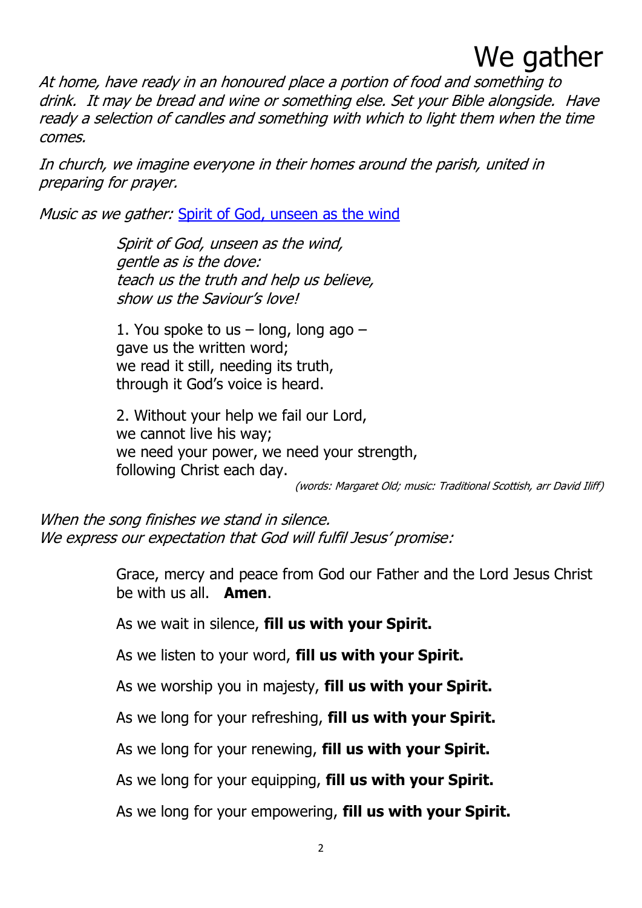# We gather

*At home, have ready in an honoured place a portion of food and something to drink. It may be bread and wine or something else. Set your Bible alongside. Have ready a selection of candles and something with which to light them when the time comes.*

*In church, we imagine everyone in their homes around the parish, united in preparing for prayer.*

*Music as we gather:* [Spirit of God, unseen as the wind]()

> *Spirit of God, unseen as the wind,*
> *gentle as is the dove:*
> *teach us the truth and help us believe,*
> *show us the Saviour's love!*
>
> 1. You spoke to us – long, long ago –
> gave us the written word;
> we read it still, needing its truth,
> through it God's voice is heard.
>
> 2. Without your help we fail our Lord,
> we cannot live his way;
> we need your power, we need your strength,
> following Christ each day.

*(words: Margaret Old; music: Traditional Scottish, arr David Iliff)*

*When the song finishes we stand in silence.*
*We express our expectation that God will fulfil Jesus' promise:*

> Grace, mercy and peace from God our Father and the Lord Jesus Christ be with us all. **Amen**.
>
> As we wait in silence, **fill us with your Spirit.**
>
> As we listen to your word, **fill us with your Spirit.**
>
> As we worship you in majesty, **fill us with your Spirit.**
>
> As we long for your refreshing, **fill us with your Spirit.**
>
> As we long for your renewing, **fill us with your Spirit.**
>
> As we long for your equipping, **fill us with your Spirit.**
>
> As we long for your empowering, **fill us with your Spirit.**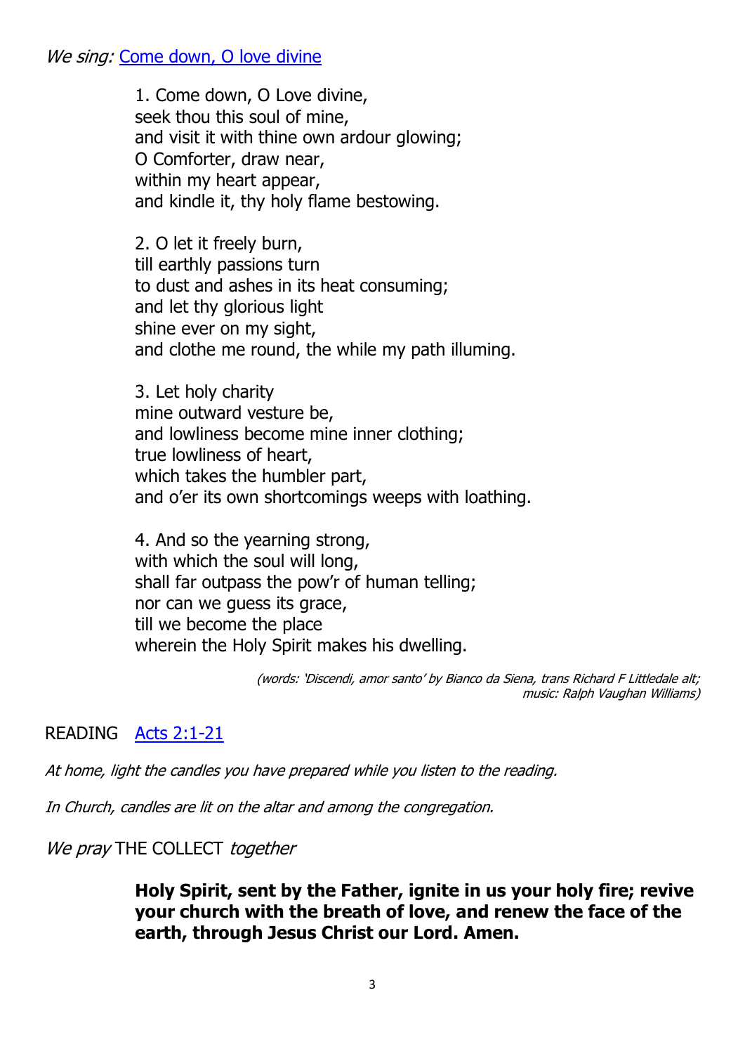*We sing:* Come down, O love divine

1. Come down, O Love divine,  
seek thou this soul of mine,  
and visit it with thine own ardour glowing;  
O Comforter, draw near,  
within my heart appear,  
and kindle it, thy holy flame bestowing.

2. O let it freely burn,  
till earthly passions turn  
to dust and ashes in its heat consuming;  
and let thy glorious light  
shine ever on my sight,  
and clothe me round, the while my path illuming.

3. Let holy charity  
mine outward vesture be,  
and lowliness become mine inner clothing;  
true lowliness of heart,  
which takes the humbler part,  
and o'er its own shortcomings weeps with loathing.

4. And so the yearning strong,  
with which the soul will long,  
shall far outpass the pow'r of human telling;  
nor can we guess its grace,  
till we become the place  
wherein the Holy Spirit makes his dwelling.

*(words: 'Discendi, amor santo' by Bianco da Siena, trans Richard F Littledale alt; music: Ralph Vaughan Williams)*

READING Acts 2:1-21

*At home, light the candles you have prepared while you listen to the reading.*

*In Church, candles are lit on the altar and among the congregation.*

*We pray* THE COLLECT *together*

**Holy Spirit, sent by the Father, ignite in us your holy fire; revive your church with the breath of love, and renew the face of the earth, through Jesus Christ our Lord. Amen.**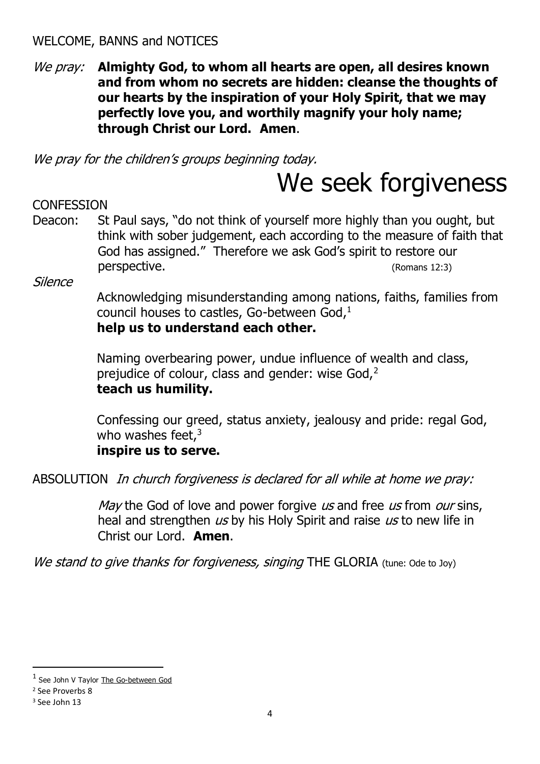WELCOME, BANNS and NOTICES

*We pray:* **Almighty God, to whom all hearts are open, all desires known and from whom no secrets are hidden: cleanse the thoughts of our hearts by the inspiration of your Holy Spirit, that we may perfectly love you, and worthily magnify your holy name; through Christ our Lord. Amen**.

*We pray for the children's groups beginning today.*

# We seek forgiveness

CONFESSION

Deacon: St Paul says, "do not think of yourself more highly than you ought, but think with sober judgement, each according to the measure of faith that God has assigned." Therefore we ask God's spirit to restore our perspective. (Romans 12:3)

*Silence*

Acknowledging misunderstanding among nations, faiths, families from council houses to castles, Go-between God,[1]
**help us to understand each other.**

Naming overbearing power, undue influence of wealth and class, prejudice of colour, class and gender: wise God,[2]
**teach us humility.**

Confessing our greed, status anxiety, jealousy and pride: regal God, who washes feet,[3]
**inspire us to serve.**

ABSOLUTION *In church forgiveness is declared for all while at home we pray:*

*May* the God of love and power forgive *us* and free *us* from *our* sins, heal and strengthen *us* by his Holy Spirit and raise *us* to new life in Christ our Lord. **Amen**.

*We stand to give thanks for forgiveness, singing* THE GLORIA (tune: Ode to Joy)

---

[1] See John V Taylor The Go-between God

[2] See Proverbs 8

[3] See John 13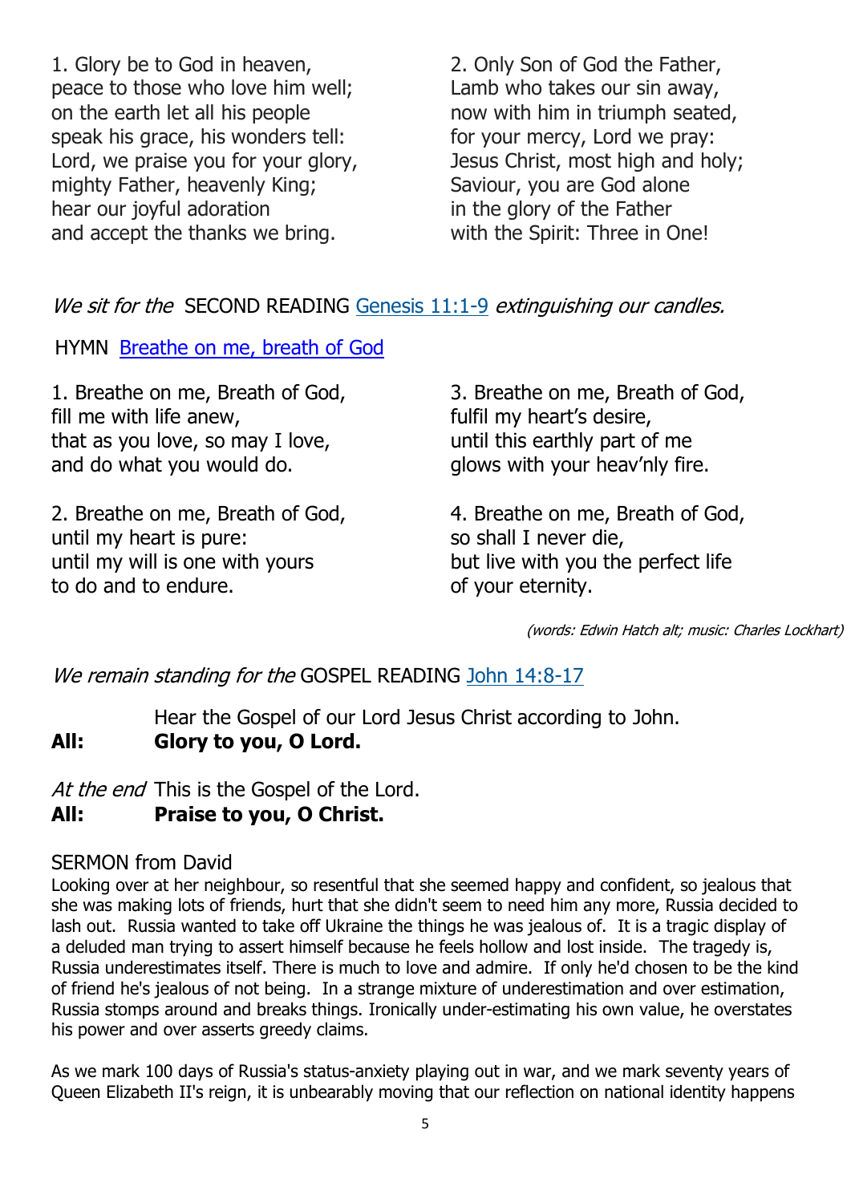1. Glory be to God in heaven,
peace to those who love him well;
on the earth let all his people
speak his grace, his wonders tell:
Lord, we praise you for your glory,
mighty Father, heavenly King;
hear our joyful adoration
and accept the thanks we bring.

2. Only Son of God the Father,
Lamb who takes our sin away,
now with him in triumph seated,
for your mercy, Lord we pray:
Jesus Christ, most high and holy;
Saviour, you are God alone
in the glory of the Father
with the Spirit: Three in One!

*We sit for the* SECOND READING [Genesis 11:1-9] *extinguishing our candles.*

HYMN [Breathe on me, breath of God]

1. Breathe on me, Breath of God,
fill me with life anew,
that as you love, so may I love,
and do what you would do.

2. Breathe on me, Breath of God,
until my heart is pure:
until my will is one with yours
to do and to endure.

3. Breathe on me, Breath of God,
fulfil my heart's desire,
until this earthly part of me
glows with your heav'nly fire.

4. Breathe on me, Breath of God,
so shall I never die,
but live with you the perfect life
of your eternity.

*(words: Edwin Hatch alt; music: Charles Lockhart)*

*We remain standing for the* GOSPEL READING [John 14:8-17]

Hear the Gospel of our Lord Jesus Christ according to John.
**All: Glory to you, O Lord.**

*At the end* This is the Gospel of the Lord.
**All: Praise to you, O Christ.**

SERMON from David

Looking over at her neighbour, so resentful that she seemed happy and confident, so jealous that she was making lots of friends, hurt that she didn't seem to need him any more, Russia decided to lash out. Russia wanted to take off Ukraine the things he was jealous of. It is a tragic display of a deluded man trying to assert himself because he feels hollow and lost inside. The tragedy is, Russia underestimates itself. There is much to love and admire. If only he'd chosen to be the kind of friend he's jealous of not being. In a strange mixture of underestimation and over estimation, Russia stomps around and breaks things. Ironically under-estimating his own value, he overstates his power and over asserts greedy claims.

As we mark 100 days of Russia's status-anxiety playing out in war, and we mark seventy years of Queen Elizabeth II's reign, it is unbearably moving that our reflection on national identity happens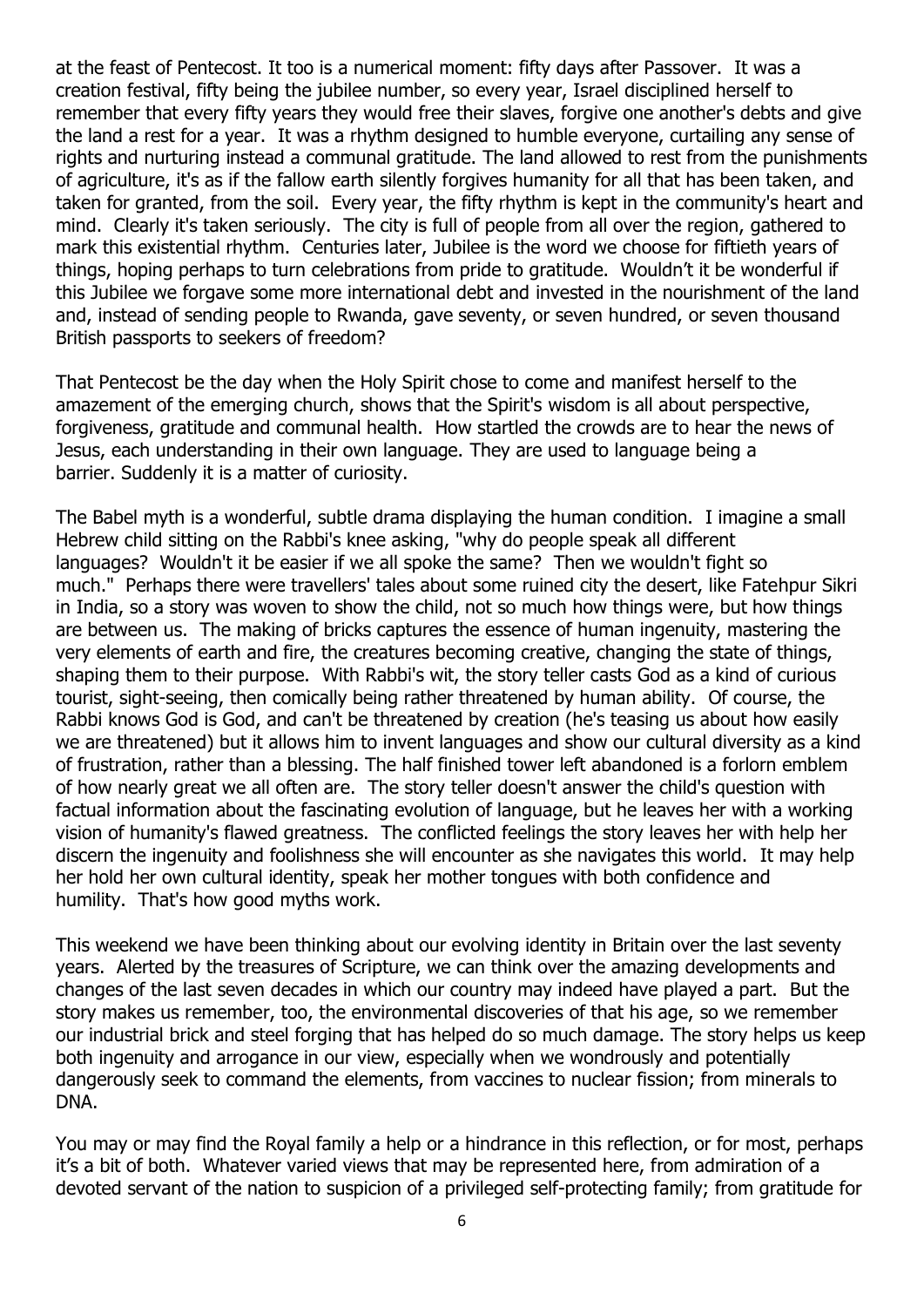at the feast of Pentecost. It too is a numerical moment: fifty days after Passover. It was a creation festival, fifty being the jubilee number, so every year, Israel disciplined herself to remember that every fifty years they would free their slaves, forgive one another's debts and give the land a rest for a year. It was a rhythm designed to humble everyone, curtailing any sense of rights and nurturing instead a communal gratitude. The land allowed to rest from the punishments of agriculture, it's as if the fallow earth silently forgives humanity for all that has been taken, and taken for granted, from the soil. Every year, the fifty rhythm is kept in the community's heart and mind. Clearly it's taken seriously. The city is full of people from all over the region, gathered to mark this existential rhythm. Centuries later, Jubilee is the word we choose for fiftieth years of things, hoping perhaps to turn celebrations from pride to gratitude. Wouldn't it be wonderful if this Jubilee we forgave some more international debt and invested in the nourishment of the land and, instead of sending people to Rwanda, gave seventy, or seven hundred, or seven thousand British passports to seekers of freedom?

That Pentecost be the day when the Holy Spirit chose to come and manifest herself to the amazement of the emerging church, shows that the Spirit's wisdom is all about perspective, forgiveness, gratitude and communal health. How startled the crowds are to hear the news of Jesus, each understanding in their own language. They are used to language being a barrier. Suddenly it is a matter of curiosity.

The Babel myth is a wonderful, subtle drama displaying the human condition. I imagine a small Hebrew child sitting on the Rabbi's knee asking, "why do people speak all different languages? Wouldn't it be easier if we all spoke the same? Then we wouldn't fight so much." Perhaps there were travellers' tales about some ruined city the desert, like Fatehpur Sikri in India, so a story was woven to show the child, not so much how things were, but how things are between us. The making of bricks captures the essence of human ingenuity, mastering the very elements of earth and fire, the creatures becoming creative, changing the state of things, shaping them to their purpose. With Rabbi's wit, the story teller casts God as a kind of curious tourist, sight-seeing, then comically being rather threatened by human ability. Of course, the Rabbi knows God is God, and can't be threatened by creation (he's teasing us about how easily we are threatened) but it allows him to invent languages and show our cultural diversity as a kind of frustration, rather than a blessing. The half finished tower left abandoned is a forlorn emblem of how nearly great we all often are. The story teller doesn't answer the child's question with factual information about the fascinating evolution of language, but he leaves her with a working vision of humanity's flawed greatness. The conflicted feelings the story leaves her with help her discern the ingenuity and foolishness she will encounter as she navigates this world. It may help her hold her own cultural identity, speak her mother tongues with both confidence and humility. That's how good myths work.

This weekend we have been thinking about our evolving identity in Britain over the last seventy years. Alerted by the treasures of Scripture, we can think over the amazing developments and changes of the last seven decades in which our country may indeed have played a part. But the story makes us remember, too, the environmental discoveries of that his age, so we remember our industrial brick and steel forging that has helped do so much damage. The story helps us keep both ingenuity and arrogance in our view, especially when we wondrously and potentially dangerously seek to command the elements, from vaccines to nuclear fission; from minerals to DNA.

You may or may find the Royal family a help or a hindrance in this reflection, or for most, perhaps it's a bit of both. Whatever varied views that may be represented here, from admiration of a devoted servant of the nation to suspicion of a privileged self-protecting family; from gratitude for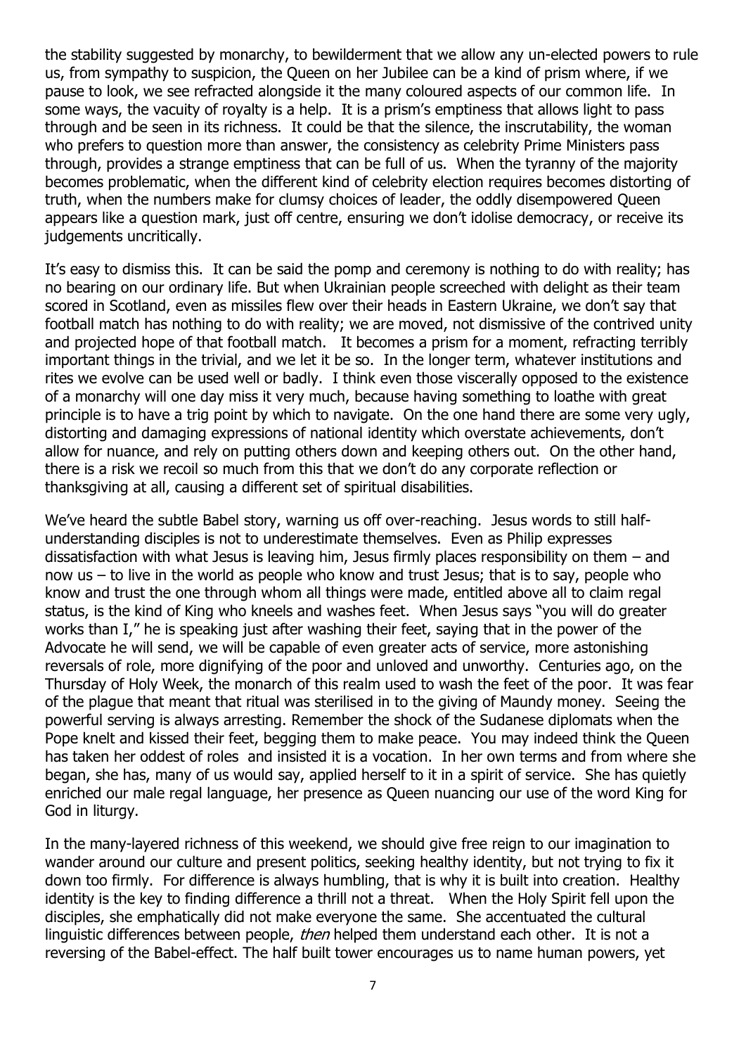the stability suggested by monarchy, to bewilderment that we allow any un-elected powers to rule us, from sympathy to suspicion, the Queen on her Jubilee can be a kind of prism where, if we pause to look, we see refracted alongside it the many coloured aspects of our common life. In some ways, the vacuity of royalty is a help. It is a prism's emptiness that allows light to pass through and be seen in its richness. It could be that the silence, the inscrutability, the woman who prefers to question more than answer, the consistency as celebrity Prime Ministers pass through, provides a strange emptiness that can be full of us. When the tyranny of the majority becomes problematic, when the different kind of celebrity election requires becomes distorting of truth, when the numbers make for clumsy choices of leader, the oddly disempowered Queen appears like a question mark, just off centre, ensuring we don't idolise democracy, or receive its judgements uncritically.

It's easy to dismiss this. It can be said the pomp and ceremony is nothing to do with reality; has no bearing on our ordinary life. But when Ukrainian people screeched with delight as their team scored in Scotland, even as missiles flew over their heads in Eastern Ukraine, we don't say that football match has nothing to do with reality; we are moved, not dismissive of the contrived unity and projected hope of that football match. It becomes a prism for a moment, refracting terribly important things in the trivial, and we let it be so. In the longer term, whatever institutions and rites we evolve can be used well or badly. I think even those viscerally opposed to the existence of a monarchy will one day miss it very much, because having something to loathe with great principle is to have a trig point by which to navigate. On the one hand there are some very ugly, distorting and damaging expressions of national identity which overstate achievements, don't allow for nuance, and rely on putting others down and keeping others out. On the other hand, there is a risk we recoil so much from this that we don't do any corporate reflection or thanksgiving at all, causing a different set of spiritual disabilities.

We've heard the subtle Babel story, warning us off over-reaching. Jesus words to still half-understanding disciples is not to underestimate themselves. Even as Philip expresses dissatisfaction with what Jesus is leaving him, Jesus firmly places responsibility on them – and now us – to live in the world as people who know and trust Jesus; that is to say, people who know and trust the one through whom all things were made, entitled above all to claim regal status, is the kind of King who kneels and washes feet. When Jesus says "you will do greater works than I," he is speaking just after washing their feet, saying that in the power of the Advocate he will send, we will be capable of even greater acts of service, more astonishing reversals of role, more dignifying of the poor and unloved and unworthy. Centuries ago, on the Thursday of Holy Week, the monarch of this realm used to wash the feet of the poor. It was fear of the plague that meant that ritual was sterilised in to the giving of Maundy money. Seeing the powerful serving is always arresting. Remember the shock of the Sudanese diplomats when the Pope knelt and kissed their feet, begging them to make peace. You may indeed think the Queen has taken her oddest of roles and insisted it is a vocation. In her own terms and from where she began, she has, many of us would say, applied herself to it in a spirit of service. She has quietly enriched our male regal language, her presence as Queen nuancing our use of the word King for God in liturgy.

In the many-layered richness of this weekend, we should give free reign to our imagination to wander around our culture and present politics, seeking healthy identity, but not trying to fix it down too firmly. For difference is always humbling, that is why it is built into creation. Healthy identity is the key to finding difference a thrill not a threat. When the Holy Spirit fell upon the disciples, she emphatically did not make everyone the same. She accentuated the cultural linguistic differences between people, *then* helped them understand each other. It is not a reversing of the Babel-effect. The half built tower encourages us to name human powers, yet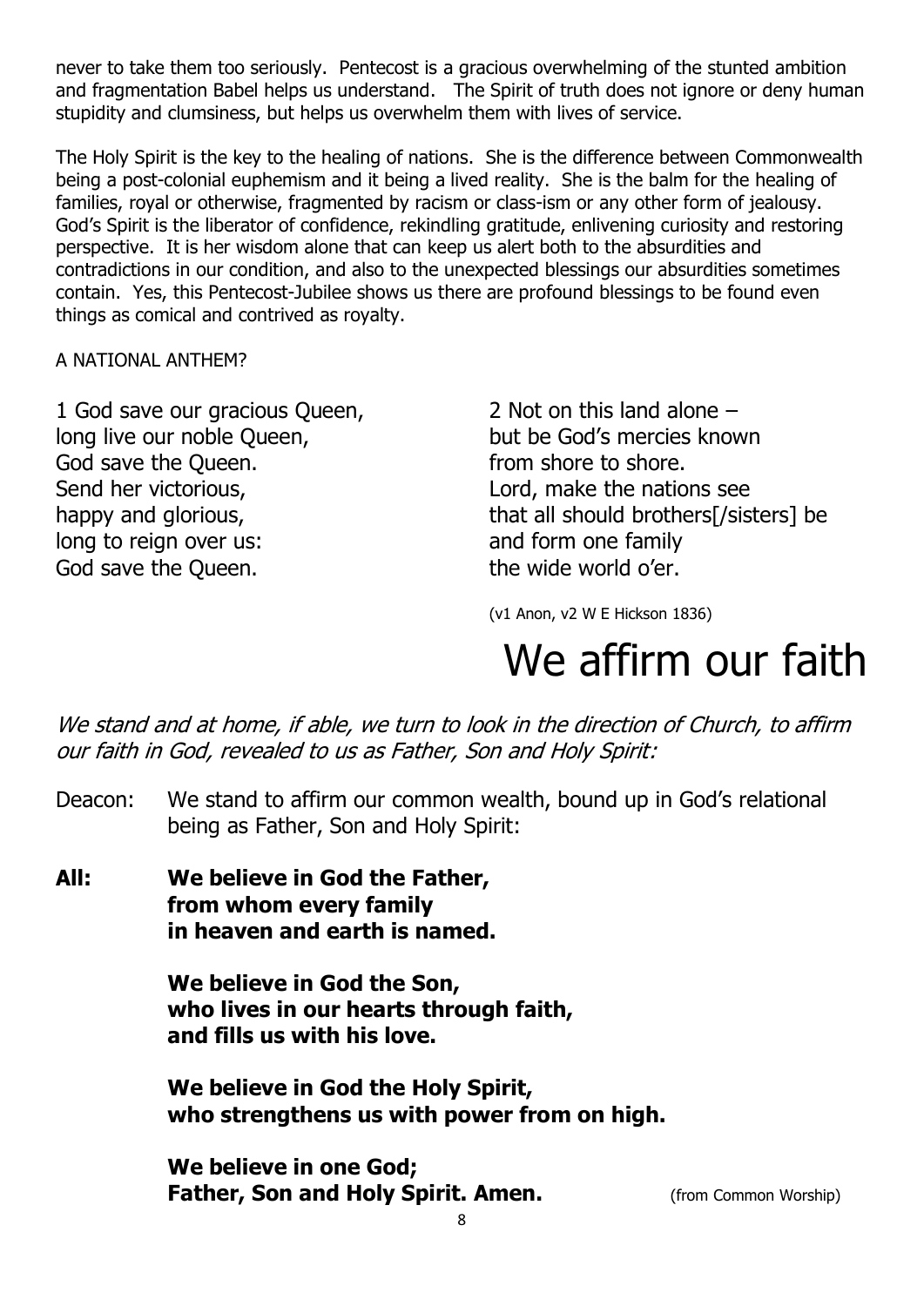never to take them too seriously. Pentecost is a gracious overwhelming of the stunted ambition and fragmentation Babel helps us understand. The Spirit of truth does not ignore or deny human stupidity and clumsiness, but helps us overwhelm them with lives of service.

The Holy Spirit is the key to the healing of nations. She is the difference between Commonwealth being a post-colonial euphemism and it being a lived reality. She is the balm for the healing of families, royal or otherwise, fragmented by racism or class-ism or any other form of jealousy. God's Spirit is the liberator of confidence, rekindling gratitude, enlivening curiosity and restoring perspective. It is her wisdom alone that can keep us alert both to the absurdities and contradictions in our condition, and also to the unexpected blessings our absurdities sometimes contain. Yes, this Pentecost-Jubilee shows us there are profound blessings to be found even things as comical and contrived as royalty.

A NATIONAL ANTHEM?

1 God save our gracious Queen,
long live our noble Queen,
God save the Queen.
Send her victorious,
happy and glorious,
long to reign over us:
God save the Queen.

2 Not on this land alone –
but be God's mercies known
from shore to shore.
Lord, make the nations see
that all should brothers[/sisters] be
and form one family
the wide world o'er.

(v1 Anon, v2 W E Hickson 1836)

# We affirm our faith

*We stand and at home, if able, we turn to look in the direction of Church, to affirm our faith in God, revealed to us as Father, Son and Holy Spirit:*

Deacon: We stand to affirm our common wealth, bound up in God's relational being as Father, Son and Holy Spirit:

**All: We believe in God the Father,
from whom every family
in heaven and earth is named.**

**We believe in God the Son,
who lives in our hearts through faith,
and fills us with his love.**

**We believe in God the Holy Spirit,
who strengthens us with power from on high.**

**We believe in one God;
Father, Son and Holy Spirit. Amen.** (from Common Worship)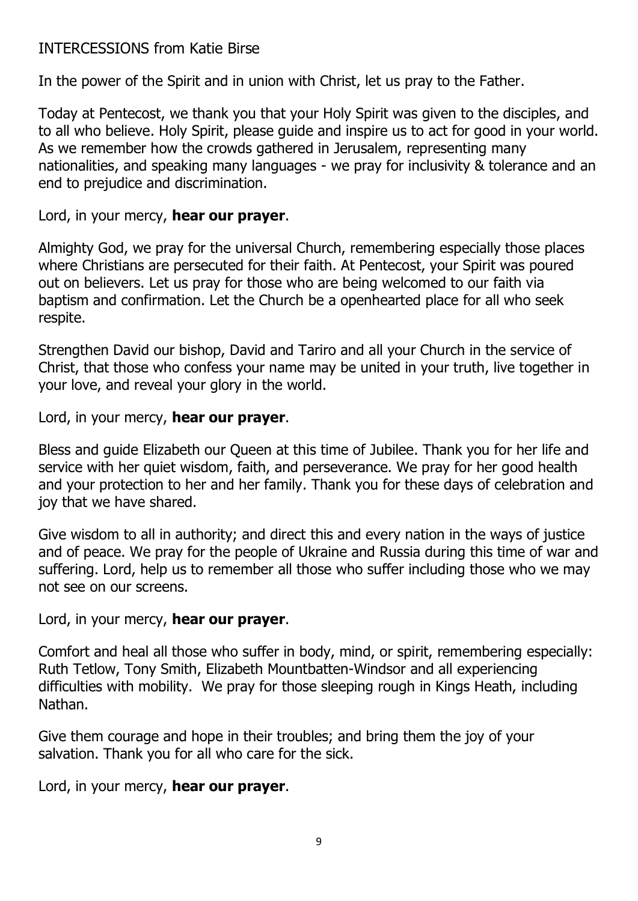## INTERCESSIONS from Katie Birse

In the power of the Spirit and in union with Christ, let us pray to the Father.

Today at Pentecost, we thank you that your Holy Spirit was given to the disciples, and to all who believe. Holy Spirit, please guide and inspire us to act for good in your world. As we remember how the crowds gathered in Jerusalem, representing many nationalities, and speaking many languages - we pray for inclusivity & tolerance and an end to prejudice and discrimination.

Lord, in your mercy, **hear our prayer**.

Almighty God, we pray for the universal Church, remembering especially those places where Christians are persecuted for their faith. At Pentecost, your Spirit was poured out on believers. Let us pray for those who are being welcomed to our faith via baptism and confirmation. Let the Church be a openhearted place for all who seek respite.

Strengthen David our bishop, David and Tariro and all your Church in the service of Christ, that those who confess your name may be united in your truth, live together in your love, and reveal your glory in the world.

Lord, in your mercy, **hear our prayer**.

Bless and guide Elizabeth our Queen at this time of Jubilee. Thank you for her life and service with her quiet wisdom, faith, and perseverance. We pray for her good health and your protection to her and her family. Thank you for these days of celebration and joy that we have shared.

Give wisdom to all in authority; and direct this and every nation in the ways of justice and of peace. We pray for the people of Ukraine and Russia during this time of war and suffering. Lord, help us to remember all those who suffer including those who we may not see on our screens.

Lord, in your mercy, **hear our prayer**.

Comfort and heal all those who suffer in body, mind, or spirit, remembering especially: Ruth Tetlow, Tony Smith, Elizabeth Mountbatten-Windsor and all experiencing difficulties with mobility. We pray for those sleeping rough in Kings Heath, including Nathan.

Give them courage and hope in their troubles; and bring them the joy of your salvation. Thank you for all who care for the sick.

Lord, in your mercy, **hear our prayer**.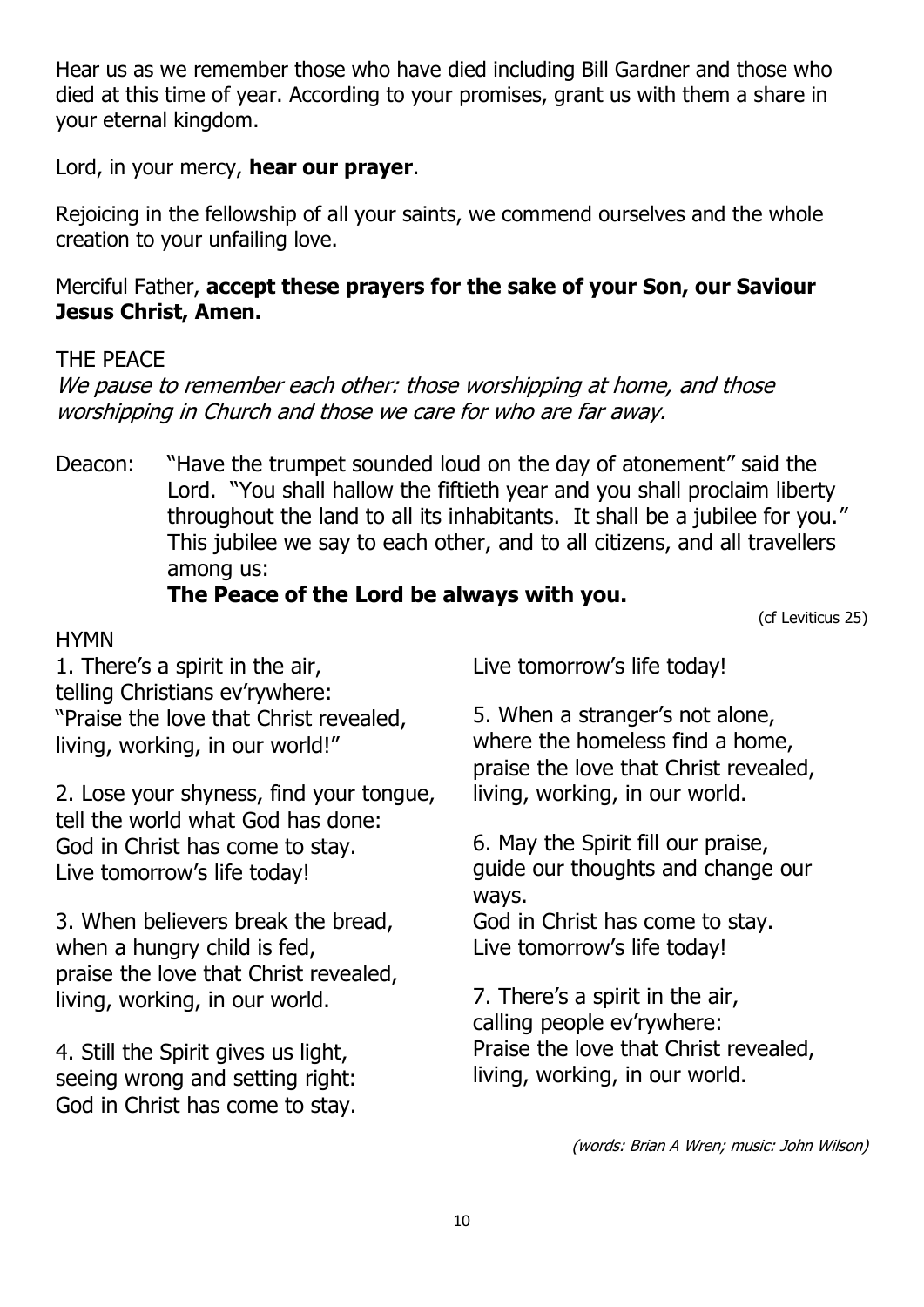Hear us as we remember those who have died including Bill Gardner and those who died at this time of year. According to your promises, grant us with them a share in your eternal kingdom.

Lord, in your mercy, **hear our prayer**.

Rejoicing in the fellowship of all your saints, we commend ourselves and the whole creation to your unfailing love.

Merciful Father, **accept these prayers for the sake of your Son, our Saviour Jesus Christ, Amen.**

THE PEACE

*We pause to remember each other: those worshipping at home, and those worshipping in Church and those we care for who are far away.*

Deacon: "Have the trumpet sounded loud on the day of atonement" said the Lord. "You shall hallow the fiftieth year and you shall proclaim liberty throughout the land to all its inhabitants. It shall be a jubilee for you." This jubilee we say to each other, and to all citizens, and all travellers among us:

**The Peace of the Lord be always with you.**

(cf Leviticus 25)

HYMN

1. There's a spirit in the air,
telling Christians ev'rywhere:
"Praise the love that Christ revealed,
living, working, in our world!"

2. Lose your shyness, find your tongue,
tell the world what God has done:
God in Christ has come to stay.
Live tomorrow's life today!

3. When believers break the bread,
when a hungry child is fed,
praise the love that Christ revealed,
living, working, in our world.

4. Still the Spirit gives us light,
seeing wrong and setting right:
God in Christ has come to stay.
Live tomorrow's life today!

5. When a stranger's not alone,
where the homeless find a home,
praise the love that Christ revealed,
living, working, in our world.

6. May the Spirit fill our praise,
guide our thoughts and change our ways.
God in Christ has come to stay.
Live tomorrow's life today!

7. There's a spirit in the air,
calling people ev'rywhere:
Praise the love that Christ revealed,
living, working, in our world.

*(words: Brian A Wren; music: John Wilson)*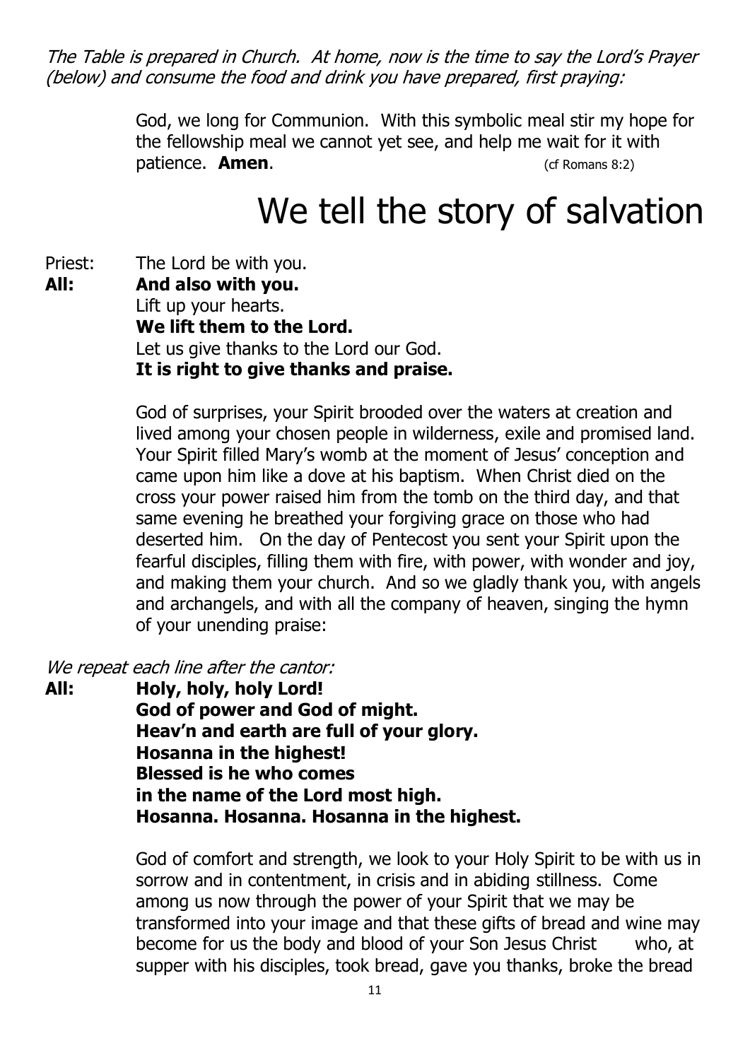*The Table is prepared in Church. At home, now is the time to say the Lord's Prayer (below) and consume the food and drink you have prepared, first praying:*

God, we long for Communion. With this symbolic meal stir my hope for the fellowship meal we cannot yet see, and help me wait for it with patience. **Amen**. (cf Romans 8:2)

# We tell the story of salvation

Priest: The Lord be with you.
**All: And also with you.**
Lift up your hearts.
**We lift them to the Lord.**
Let us give thanks to the Lord our God.
**It is right to give thanks and praise.**

God of surprises, your Spirit brooded over the waters at creation and lived among your chosen people in wilderness, exile and promised land. Your Spirit filled Mary's womb at the moment of Jesus' conception and came upon him like a dove at his baptism. When Christ died on the cross your power raised him from the tomb on the third day, and that same evening he breathed your forgiving grace on those who had deserted him. On the day of Pentecost you sent your Spirit upon the fearful disciples, filling them with fire, with power, with wonder and joy, and making them your church. And so we gladly thank you, with angels and archangels, and with all the company of heaven, singing the hymn of your unending praise:

*We repeat each line after the cantor:*

**All: Holy, holy, holy Lord!**
**God of power and God of might.**
**Heav'n and earth are full of your glory.**
**Hosanna in the highest!**
**Blessed is he who comes**
**in the name of the Lord most high.**
**Hosanna. Hosanna. Hosanna in the highest.**

God of comfort and strength, we look to your Holy Spirit to be with us in sorrow and in contentment, in crisis and in abiding stillness. Come among us now through the power of your Spirit that we may be transformed into your image and that these gifts of bread and wine may become for us the body and blood of your Son Jesus Christ who, at supper with his disciples, took bread, gave you thanks, broke the bread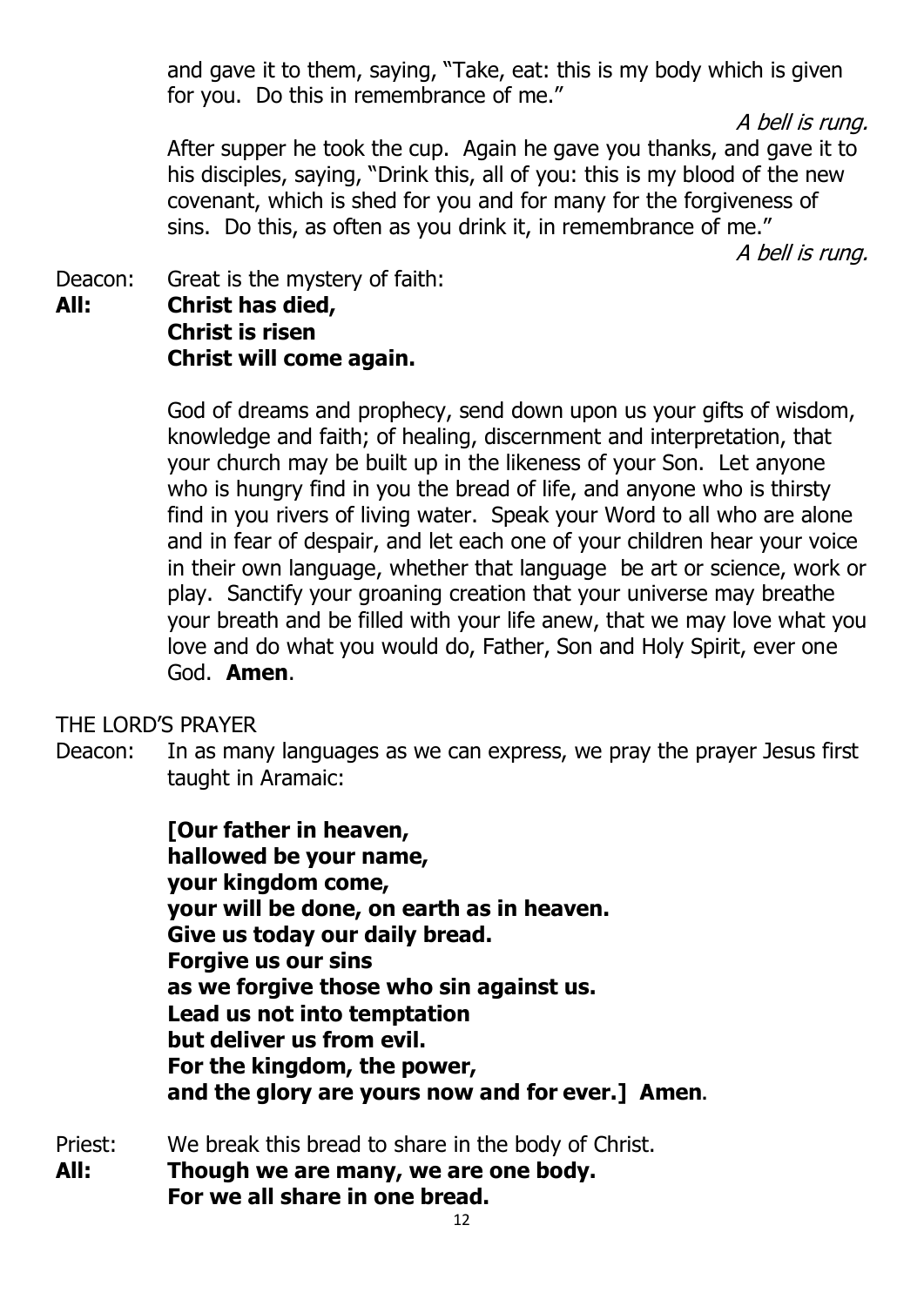and gave it to them, saying, "Take, eat: this is my body which is given for you. Do this in remembrance of me."

*A bell is rung.*

After supper he took the cup. Again he gave you thanks, and gave it to his disciples, saying, "Drink this, all of you: this is my blood of the new covenant, which is shed for you and for many for the forgiveness of sins. Do this, as often as you drink it, in remembrance of me."

*A bell is rung.*

Deacon: Great is the mystery of faith:

**All: Christ has died,**
**Christ is risen**
**Christ will come again.**

God of dreams and prophecy, send down upon us your gifts of wisdom, knowledge and faith; of healing, discernment and interpretation, that your church may be built up in the likeness of your Son. Let anyone who is hungry find in you the bread of life, and anyone who is thirsty find in you rivers of living water. Speak your Word to all who are alone and in fear of despair, and let each one of your children hear your voice in their own language, whether that language be art or science, work or play. Sanctify your groaning creation that your universe may breathe your breath and be filled with your life anew, that we may love what you love and do what you would do, Father, Son and Holy Spirit, ever one God. **Amen**.

THE LORD'S PRAYER

Deacon: In as many languages as we can express, we pray the prayer Jesus first taught in Aramaic:

**[Our father in heaven,**
**hallowed be your name,**
**your kingdom come,**
**your will be done, on earth as in heaven.**
**Give us today our daily bread.**
**Forgive us our sins**
**as we forgive those who sin against us.**
**Lead us not into temptation**
**but deliver us from evil.**
**For the kingdom, the power,**
**and the glory are yours now and for ever.] Amen**.

Priest: We break this bread to share in the body of Christ.

**All: Though we are many, we are one body.**
**For we all share in one bread.**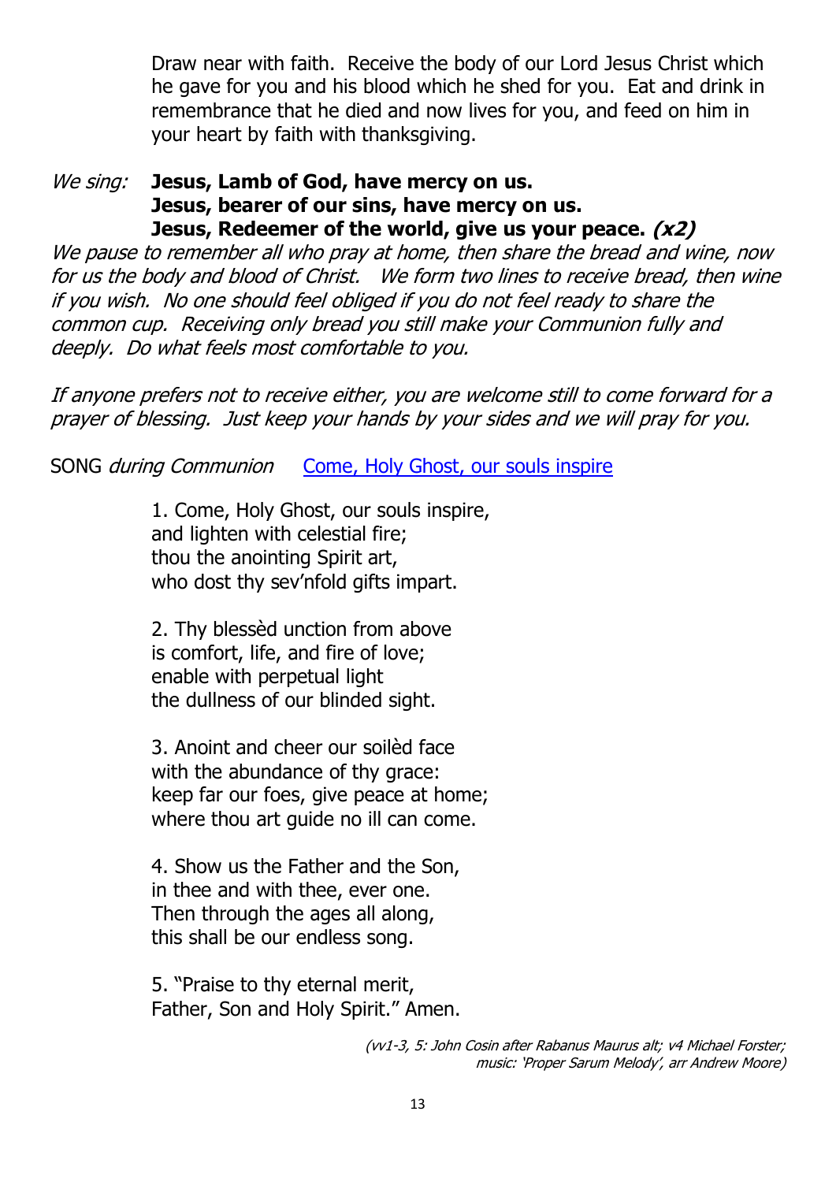Draw near with faith. Receive the body of our Lord Jesus Christ which he gave for you and his blood which he shed for you. Eat and drink in remembrance that he died and now lives for you, and feed on him in your heart by faith with thanksgiving.

*We sing:* **Jesus, Lamb of God, have mercy on us.**
**Jesus, bearer of our sins, have mercy on us.**
**Jesus, Redeemer of the world, give us your peace. *(x2)***

*We pause to remember all who pray at home, then share the bread and wine, now for us the body and blood of Christ. We form two lines to receive bread, then wine if you wish. No one should feel obliged if you do not feel ready to share the common cup. Receiving only bread you still make your Communion fully and deeply. Do what feels most comfortable to you.*

*If anyone prefers not to receive either, you are welcome still to come forward for a prayer of blessing. Just keep your hands by your sides and we will pray for you.*

SONG *during Communion* Come, Holy Ghost, our souls inspire

1. Come, Holy Ghost, our souls inspire,
and lighten with celestial fire;
thou the anointing Spirit art,
who dost thy sev'nfold gifts impart.

2. Thy blessèd unction from above
is comfort, life, and fire of love;
enable with perpetual light
the dullness of our blinded sight.

3. Anoint and cheer our soilèd face
with the abundance of thy grace:
keep far our foes, give peace at home;
where thou art guide no ill can come.

4. Show us the Father and the Son,
in thee and with thee, ever one.
Then through the ages all along,
this shall be our endless song.

5. "Praise to thy eternal merit,
Father, Son and Holy Spirit." Amen.

*(vv1-3, 5: John Cosin after Rabanus Maurus alt; v4 Michael Forster; music: 'Proper Sarum Melody', arr Andrew Moore)*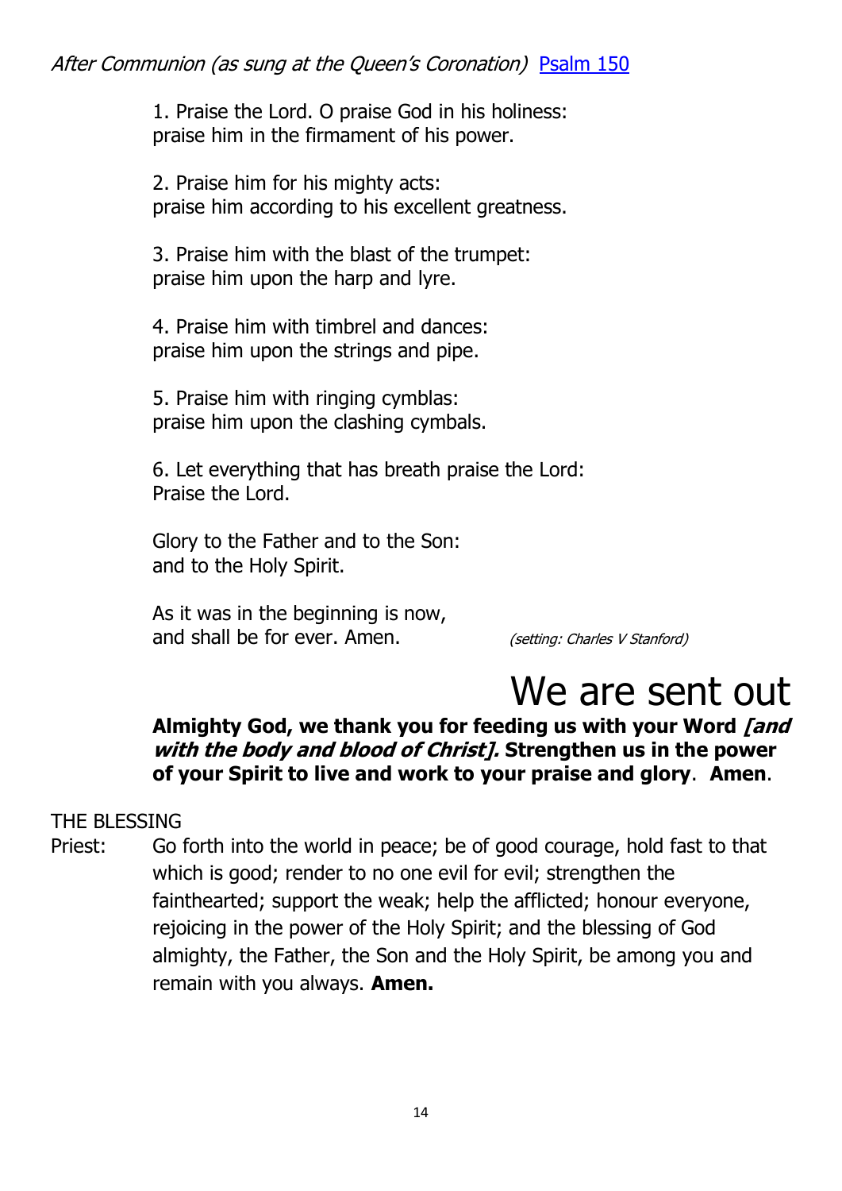*After Communion (as sung at the Queen's Coronation)* Psalm 150

1. Praise the Lord. O praise God in his holiness:
praise him in the firmament of his power.

2. Praise him for his mighty acts:
praise him according to his excellent greatness.

3. Praise him with the blast of the trumpet:
praise him upon the harp and lyre.

4. Praise him with timbrel and dances:
praise him upon the strings and pipe.

5. Praise him with ringing cymblas:
praise him upon the clashing cymbals.

6. Let everything that has breath praise the Lord:
Praise the Lord.

Glory to the Father and to the Son:
and to the Holy Spirit.

As it was in the beginning is now,
and shall be for ever. Amen.

*(setting: Charles V Stanford)*

# We are sent out

**Almighty God, we thank you for feeding us with your Word *[and with the body and blood of Christ].* Strengthen us in the power of your Spirit to live and work to your praise and glory. Amen.**

THE BLESSING

Priest: Go forth into the world in peace; be of good courage, hold fast to that which is good; render to no one evil for evil; strengthen the fainthearted; support the weak; help the afflicted; honour everyone, rejoicing in the power of the Holy Spirit; and the blessing of God almighty, the Father, the Son and the Holy Spirit, be among you and remain with you always. **Amen.**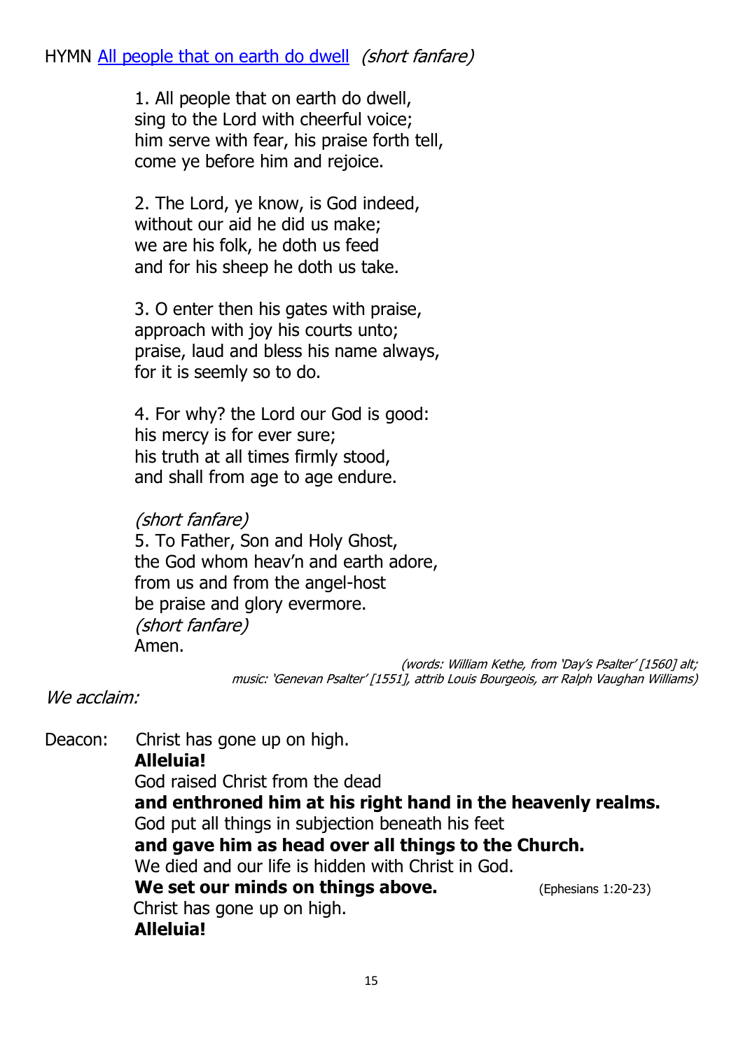HYMN [All people that on earth do dwell] *(short fanfare)*

1. All people that on earth do dwell,
sing to the Lord with cheerful voice;
him serve with fear, his praise forth tell,
come ye before him and rejoice.

2. The Lord, ye know, is God indeed,
without our aid he did us make;
we are his folk, he doth us feed
and for his sheep he doth us take.

3. O enter then his gates with praise,
approach with joy his courts unto;
praise, laud and bless his name always,
for it is seemly so to do.

4. For why? the Lord our God is good:
his mercy is for ever sure;
his truth at all times firmly stood,
and shall from age to age endure.

*(short fanfare)*
5. To Father, Son and Holy Ghost,
the God whom heav'n and earth adore,
from us and from the angel-host
be praise and glory evermore.
*(short fanfare)*
Amen.

*(words: William Kethe, from 'Day's Psalter' [1560] alt;
music: 'Genevan Psalter' [1551], attrib Louis Bourgeois, arr Ralph Vaughan Williams)*

*We acclaim:*

Deacon: Christ has gone up on high.
**Alleluia!**
God raised Christ from the dead
**and enthroned him at his right hand in the heavenly realms.**
God put all things in subjection beneath his feet
**and gave him as head over all things to the Church.**
We died and our life is hidden with Christ in God.
**We set our minds on things above.** (Ephesians 1:20-23)
Christ has gone up on high.
**Alleluia!**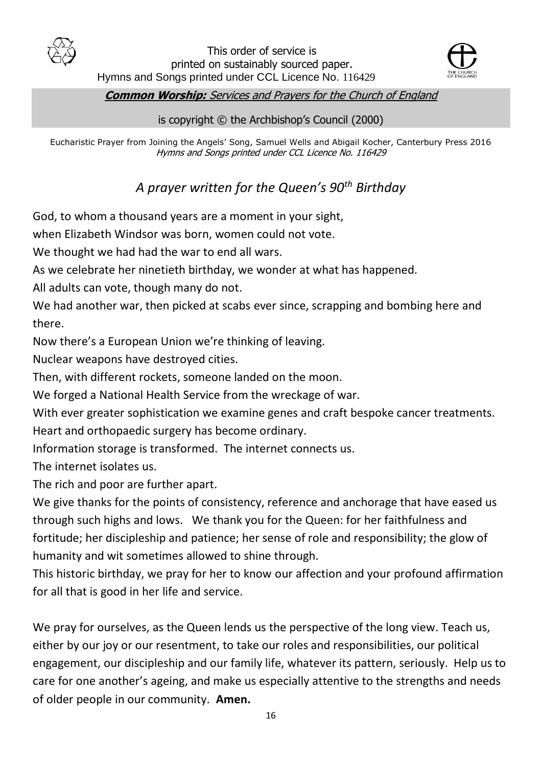This order of service is printed on sustainably sourced paper.
Hymns and Songs printed under CCL Licence No. 116429

***Common Worship:*** *Services and Prayers for the Church of England*

is copyright © the Archbishop's Council (2000)

Eucharistic Prayer from Joining the Angels' Song, Samuel Wells and Abigail Kocher, Canterbury Press 2016
*Hymns and Songs printed under CCL Licence No. 116429*

## *A prayer written for the Queen's 90th Birthday*

God, to whom a thousand years are a moment in your sight,

when Elizabeth Windsor was born, women could not vote.

We thought we had had the war to end all wars.

As we celebrate her ninetieth birthday, we wonder at what has happened.

All adults can vote, though many do not.

We had another war, then picked at scabs ever since, scrapping and bombing here and there.

Now there's a European Union we're thinking of leaving.

Nuclear weapons have destroyed cities.

Then, with different rockets, someone landed on the moon.

We forged a National Health Service from the wreckage of war.

With ever greater sophistication we examine genes and craft bespoke cancer treatments.

Heart and orthopaedic surgery has become ordinary.

Information storage is transformed. The internet connects us.

The internet isolates us.

The rich and poor are further apart.

We give thanks for the points of consistency, reference and anchorage that have eased us through such highs and lows. We thank you for the Queen: for her faithfulness and fortitude; her discipleship and patience; her sense of role and responsibility; the glow of humanity and wit sometimes allowed to shine through.

This historic birthday, we pray for her to know our affection and your profound affirmation for all that is good in her life and service.

We pray for ourselves, as the Queen lends us the perspective of the long view. Teach us, either by our joy or our resentment, to take our roles and responsibilities, our political engagement, our discipleship and our family life, whatever its pattern, seriously. Help us to care for one another's ageing, and make us especially attentive to the strengths and needs of older people in our community. **Amen.**